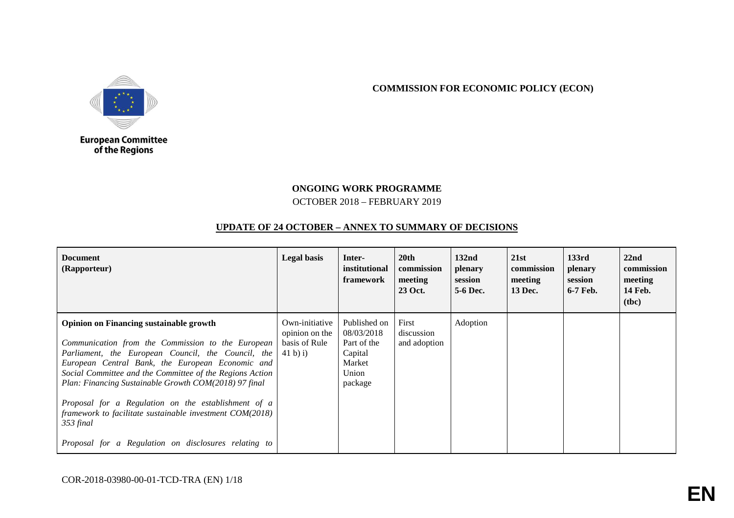European Committee of the Regions

**COMMISSION FOR ECONOMIC POLICY (ECON)**

**ONGOING WORK PROGRAMME**

OCTOBER 2018 – FEBRUARY 2019

**UPDATE OF 24 OCTOBER – ANNEX TO SUMMARY OF DECISIONS**

| **Document (Rapporteur)** | **Legal basis** | **Inter-institutional framework** | **20th commission meeting 23 Oct.** | **132nd plenary session 5-6 Dec.** | **21st commission meeting 13 Dec.** | **133rd plenary session 6-7 Feb.** | **22nd commission meeting 14 Feb. (tbc)** |
|---|---|---|---|---|---|---|---|
| **Opinion on Financing sustainable growth**<br><br>*Communication from the Commission to the European Parliament, the European Council, the Council, the European Central Bank, the European Economic and Social Committee and the Committee of the Regions Action Plan: Financing Sustainable Growth COM(2018) 97 final*<br><br>*Proposal for a Regulation on the establishment of a framework to facilitate sustainable investment COM(2018) 353 final*<br><br>*Proposal for a Regulation on disclosures relating to* | Own-initiative opinion on the basis of Rule 41 b) i) | Published on 08/03/2018 Part of the Capital Market Union package | First discussion and adoption | Adoption | | | |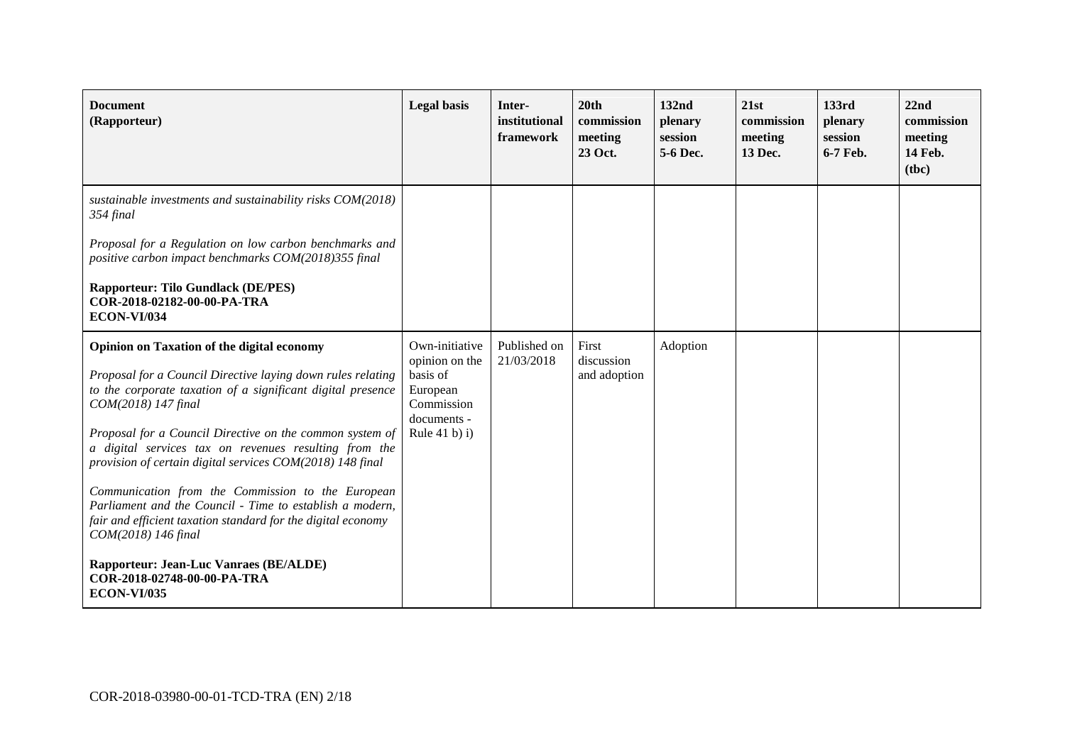| **Document (Rapporteur)** | **Legal basis** | **Inter-institutional framework** | **20th commission meeting 23 Oct.** | **132nd plenary session 5-6 Dec.** | **21st commission meeting 13 Dec.** | **133rd plenary session 6-7 Feb.** | **22nd commission meeting 14 Feb. (tbc)** |
|---|---|---|---|---|---|---|---|
| *sustainable investments and sustainability risks COM(2018) 354 final*<br><br>*Proposal for a Regulation on low carbon benchmarks and positive carbon impact benchmarks COM(2018)355 final*<br><br>**Rapporteur: Tilo Gundlack (DE/PES)**<br>**COR-2018-02182-00-00-PA-TRA**<br>**ECON-VI/034** | | | | | | | |
| **Opinion on Taxation of the digital economy**<br><br>*Proposal for a Council Directive laying down rules relating to the corporate taxation of a significant digital presence COM(2018) 147 final*<br><br>*Proposal for a Council Directive on the common system of a digital services tax on revenues resulting from the provision of certain digital services COM(2018) 148 final*<br><br>*Communication from the Commission to the European Parliament and the Council - Time to establish a modern, fair and efficient taxation standard for the digital economy COM(2018) 146 final*<br><br>**Rapporteur: Jean-Luc Vanraes (BE/ALDE)**<br>**COR-2018-02748-00-00-PA-TRA**<br>**ECON-VI/035** | Own-initiative opinion on the basis of European Commission documents - Rule 41 b) i) | Published on 21/03/2018 | First discussion and adoption | Adoption | | | |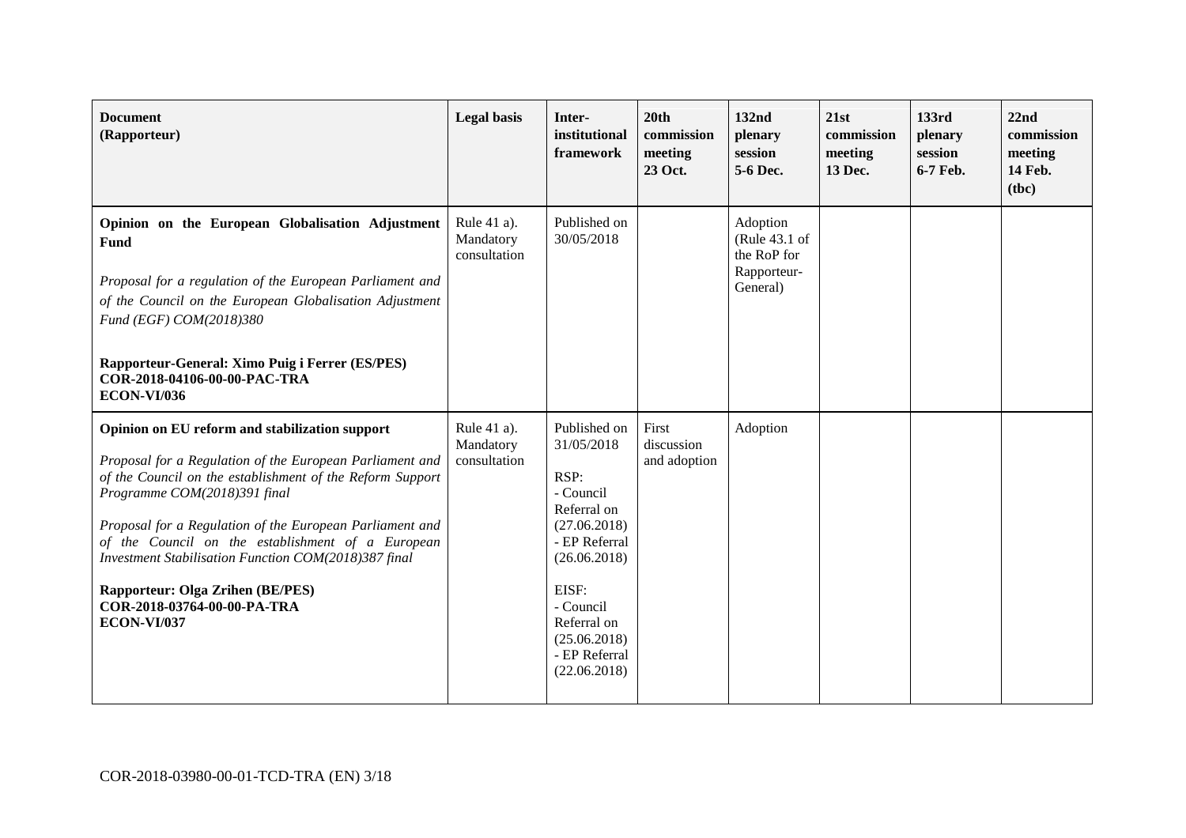| **Document (Rapporteur)** | **Legal basis** | **Inter-institutional framework** | **20th commission meeting 23 Oct.** | **132nd plenary session 5-6 Dec.** | **21st commission meeting 13 Dec.** | **133rd plenary session 6-7 Feb.** | **22nd commission meeting 14 Feb. (tbc)** |
|---|---|---|---|---|---|---|---|
| **Opinion on the European Globalisation Adjustment Fund**<br><br>*Proposal for a regulation of the European Parliament and of the Council on the European Globalisation Adjustment Fund (EGF) COM(2018)380*<br><br>**Rapporteur-General: Ximo Puig i Ferrer (ES/PES)**<br>**COR-2018-04106-00-00-PAC-TRA**<br>**ECON-VI/036** | Rule 41 a). Mandatory consultation | Published on 30/05/2018 | | Adoption (Rule 43.1 of the RoP for Rapporteur-General) | | | |
| **Opinion on EU reform and stabilization support**<br><br>*Proposal for a Regulation of the European Parliament and of the Council on the establishment of the Reform Support Programme COM(2018)391 final*<br><br>*Proposal for a Regulation of the European Parliament and of the Council on the establishment of a European Investment Stabilisation Function COM(2018)387 final*<br><br>**Rapporteur: Olga Zrihen (BE/PES)**<br>**COR-2018-03764-00-00-PA-TRA**<br>**ECON-VI/037** | Rule 41 a). Mandatory consultation | Published on 31/05/2018<br><br>RSP:<br>- Council Referral on (27.06.2018)<br>- EP Referral (26.06.2018)<br><br>EISF:<br>- Council Referral on (25.06.2018)<br>- EP Referral (22.06.2018) | First discussion and adoption | Adoption | | | |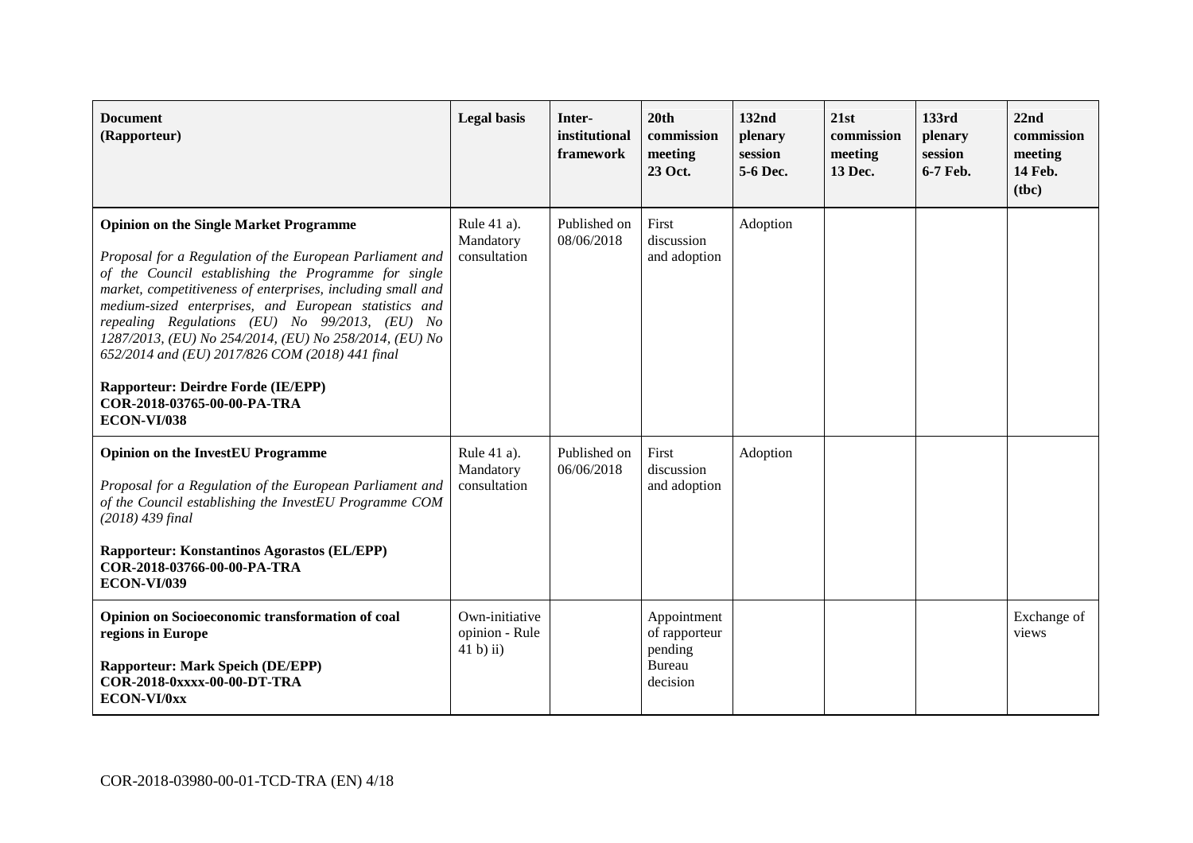| **Document (Rapporteur)** | **Legal basis** | **Inter-institutional framework** | **20th commission meeting 23 Oct.** | **132nd plenary session 5-6 Dec.** | **21st commission meeting 13 Dec.** | **133rd plenary session 6-7 Feb.** | **22nd commission meeting 14 Feb. (tbc)** |
|---|---|---|---|---|---|---|---|
| **Opinion on the Single Market Programme**<br><br>*Proposal for a Regulation of the European Parliament and of the Council establishing the Programme for single market, competitiveness of enterprises, including small and medium-sized enterprises, and European statistics and repealing Regulations (EU) No 99/2013, (EU) No 1287/2013, (EU) No 254/2014, (EU) No 258/2014, (EU) No 652/2014 and (EU) 2017/826 COM (2018) 441 final*<br><br>**Rapporteur: Deirdre Forde (IE/EPP)**<br>**COR-2018-03765-00-00-PA-TRA**<br>**ECON-VI/038** | Rule 41 a). Mandatory consultation | Published on 08/06/2018 | First discussion and adoption | Adoption | | | |
| **Opinion on the InvestEU Programme**<br><br>*Proposal for a Regulation of the European Parliament and of the Council establishing the InvestEU Programme COM (2018) 439 final*<br><br>**Rapporteur: Konstantinos Agorastos (EL/EPP)**<br>**COR-2018-03766-00-00-PA-TRA**<br>**ECON-VI/039** | Rule 41 a). Mandatory consultation | Published on 06/06/2018 | First discussion and adoption | Adoption | | | |
| **Opinion on Socioeconomic transformation of coal regions in Europe**<br><br>**Rapporteur: Mark Speich (DE/EPP)**<br>**COR-2018-0xxxx-00-00-DT-TRA**<br>**ECON-VI/0xx** | Own-initiative opinion - Rule 41 b) ii) | | Appointment of rapporteur pending Bureau decision | | | | Exchange of views |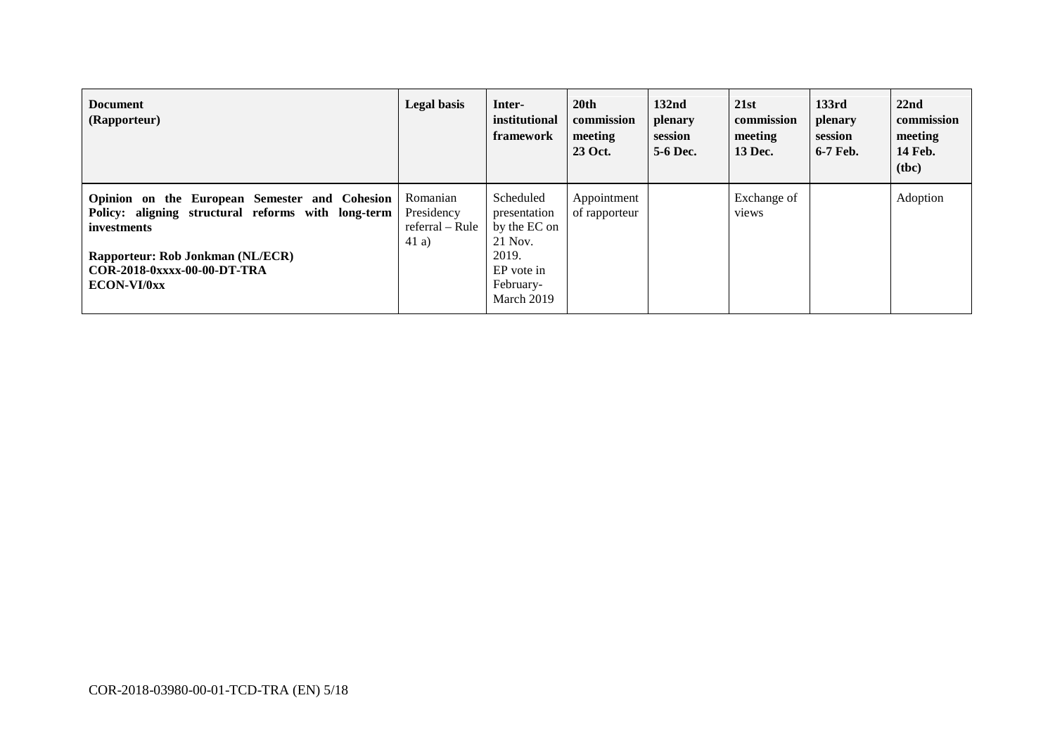| **Document**<br>**(Rapporteur)** | **Legal basis** | **Inter-institutional framework** | **20th commission meeting 23 Oct.** | **132nd plenary session 5-6 Dec.** | **21st commission meeting 13 Dec.** | **133rd plenary session 6-7 Feb.** | **22nd commission meeting 14 Feb. (tbc)** |
|---|---|---|---|---|---|---|---|
| **Opinion on the European Semester and Cohesion Policy: aligning structural reforms with long-term investments**<br><br>**Rapporteur: Rob Jonkman (NL/ECR)**<br>**COR-2018-0xxxx-00-00-DT-TRA**<br>**ECON-VI/0xx** | Romanian Presidency referral – Rule 41 a) | Scheduled presentation by the EC on 21 Nov. 2019.<br>EP vote in February-March 2019 | Appointment of rapporteur | | Exchange of views | | Adoption |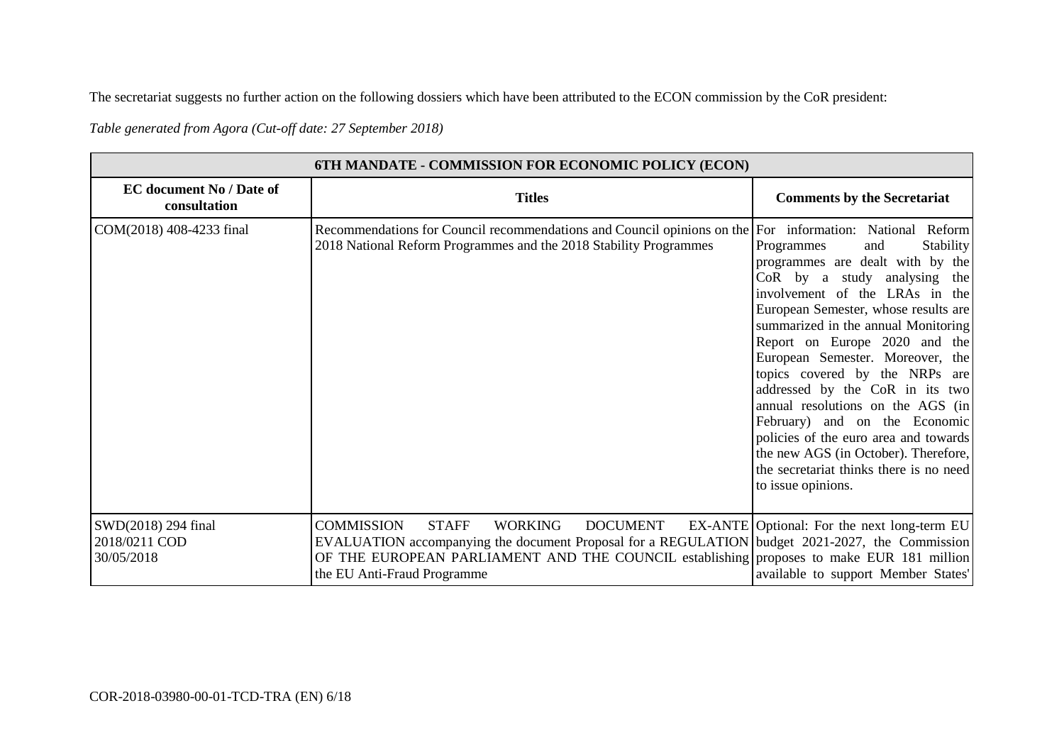The secretariat suggests no further action on the following dossiers which have been attributed to the ECON commission by the CoR president:

*Table generated from Agora (Cut-off date: 27 September 2018)*

| 6TH MANDATE - COMMISSION FOR ECONOMIC POLICY (ECON) | | |
|---|---|---|
| **EC document No / Date of consultation** | **Titles** | **Comments by the Secretariat** |
| COM(2018) 408-4233 final | Recommendations for Council recommendations and Council opinions on the 2018 National Reform Programmes and the 2018 Stability Programmes | For information: National Reform Programmes and Stability programmes are dealt with by the CoR by a study analysing the involvement of the LRAs in the European Semester, whose results are summarized in the annual Monitoring Report on Europe 2020 and the European Semester. Moreover, the topics covered by the NRPs are addressed by the CoR in its two annual resolutions on the AGS (in February) and on the Economic policies of the euro area and towards the new AGS (in October). Therefore, the secretariat thinks there is no need to issue opinions. |
| SWD(2018) 294 final<br>2018/0211 COD<br>30/05/2018 | COMMISSION STAFF WORKING DOCUMENT EX-ANTE EVALUATION accompanying the document Proposal for a REGULATION OF THE EUROPEAN PARLIAMENT AND THE COUNCIL establishing the EU Anti-Fraud Programme | Optional: For the next long-term EU budget 2021-2027, the Commission proposes to make EUR 181 million available to support Member States' |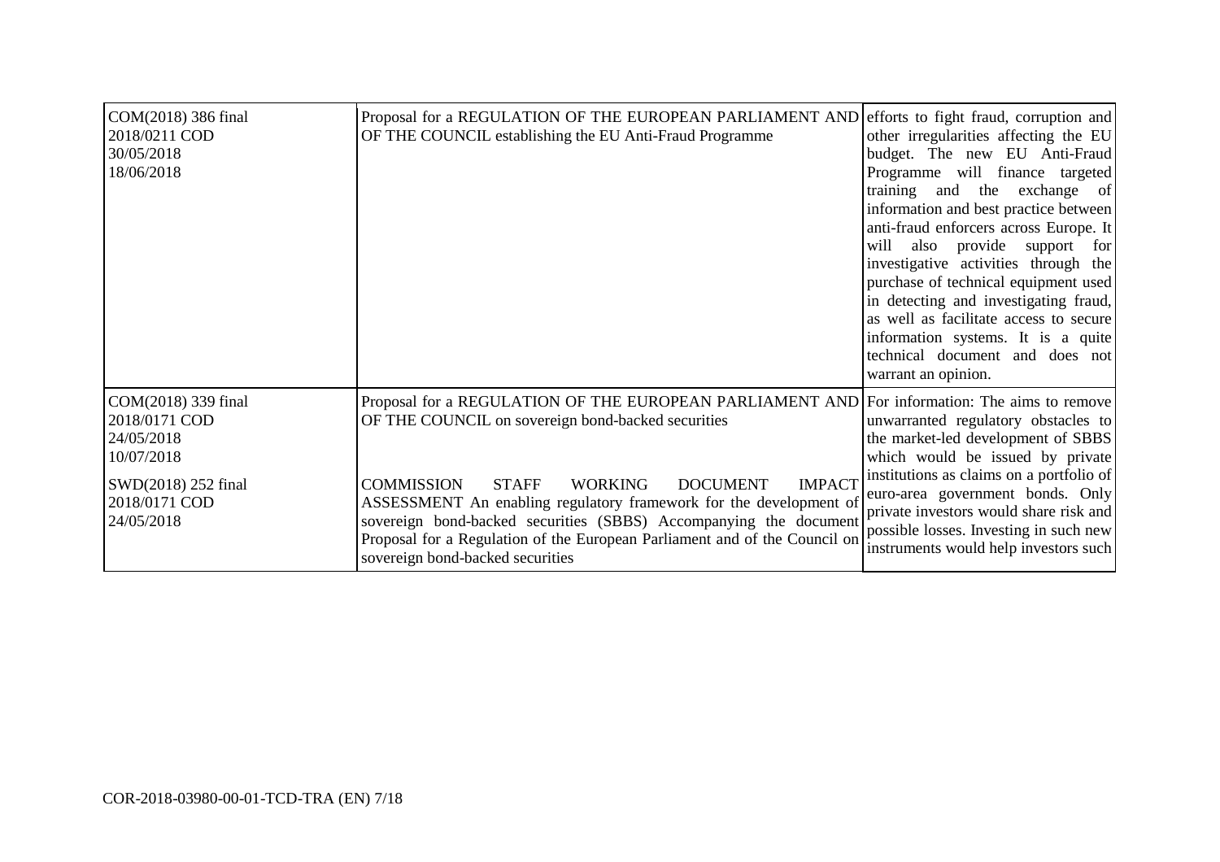| | | |
|---|---|---|
| COM(2018) 386 final<br>2018/0211 COD<br>30/05/2018<br>18/06/2018 | Proposal for a REGULATION OF THE EUROPEAN PARLIAMENT AND OF THE COUNCIL establishing the EU Anti-Fraud Programme | efforts to fight fraud, corruption and other irregularities affecting the EU budget. The new EU Anti-Fraud Programme will finance targeted training and the exchange of information and best practice between anti-fraud enforcers across Europe. It will also provide support for investigative activities through the purchase of technical equipment used in detecting and investigating fraud, as well as facilitate access to secure information systems. It is a quite technical document and does not warrant an opinion. |
| COM(2018) 339 final<br>2018/0171 COD<br>24/05/2018<br>10/07/2018<br><br>SWD(2018) 252 final<br>2018/0171 COD<br>24/05/2018 | Proposal for a REGULATION OF THE EUROPEAN PARLIAMENT AND OF THE COUNCIL on sovereign bond-backed securities<br><br>COMMISSION STAFF WORKING DOCUMENT IMPACT ASSESSMENT An enabling regulatory framework for the development of sovereign bond-backed securities (SBBS) Accompanying the document Proposal for a Regulation of the European Parliament and of the Council on sovereign bond-backed securities | For information: The aims to remove unwarranted regulatory obstacles to the market-led development of SBBS which would be issued by private institutions as claims on a portfolio of euro-area government bonds. Only private investors would share risk and possible losses. Investing in such new instruments would help investors such |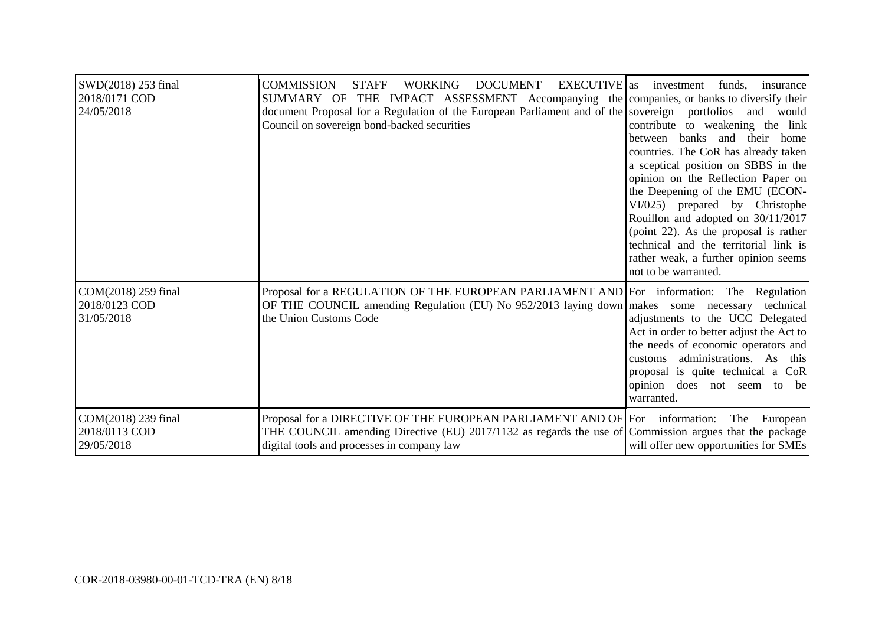| | | |
|---|---|---|
| SWD(2018) 253 final<br>2018/0171 COD<br>24/05/2018 | COMMISSION STAFF WORKING DOCUMENT EXECUTIVE SUMMARY OF THE IMPACT ASSESSMENT Accompanying the document Proposal for a Regulation of the European Parliament and of the Council on sovereign bond-backed securities | as investment funds, insurance companies, or banks to diversify their sovereign portfolios and would contribute to weakening the link between banks and their home countries. The CoR has already taken a sceptical position on SBBS in the opinion on the Reflection Paper on the Deepening of the EMU (ECON-VI/025) prepared by Christophe Rouillon and adopted on 30/11/2017 (point 22). As the proposal is rather technical and the territorial link is rather weak, a further opinion seems not to be warranted. |
| COM(2018) 259 final<br>2018/0123 COD<br>31/05/2018 | Proposal for a REGULATION OF THE EUROPEAN PARLIAMENT AND OF THE COUNCIL amending Regulation (EU) No 952/2013 laying down the Union Customs Code | For information: The Regulation makes some necessary technical adjustments to the UCC Delegated Act in order to better adjust the Act to the needs of economic operators and customs administrations. As this proposal is quite technical a CoR opinion does not seem to be warranted. |
| COM(2018) 239 final<br>2018/0113 COD<br>29/05/2018 | Proposal for a DIRECTIVE OF THE EUROPEAN PARLIAMENT AND OF THE COUNCIL amending Directive (EU) 2017/1132 as regards the use of digital tools and processes in company law | For information: The European Commission argues that the package will offer new opportunities for SMEs |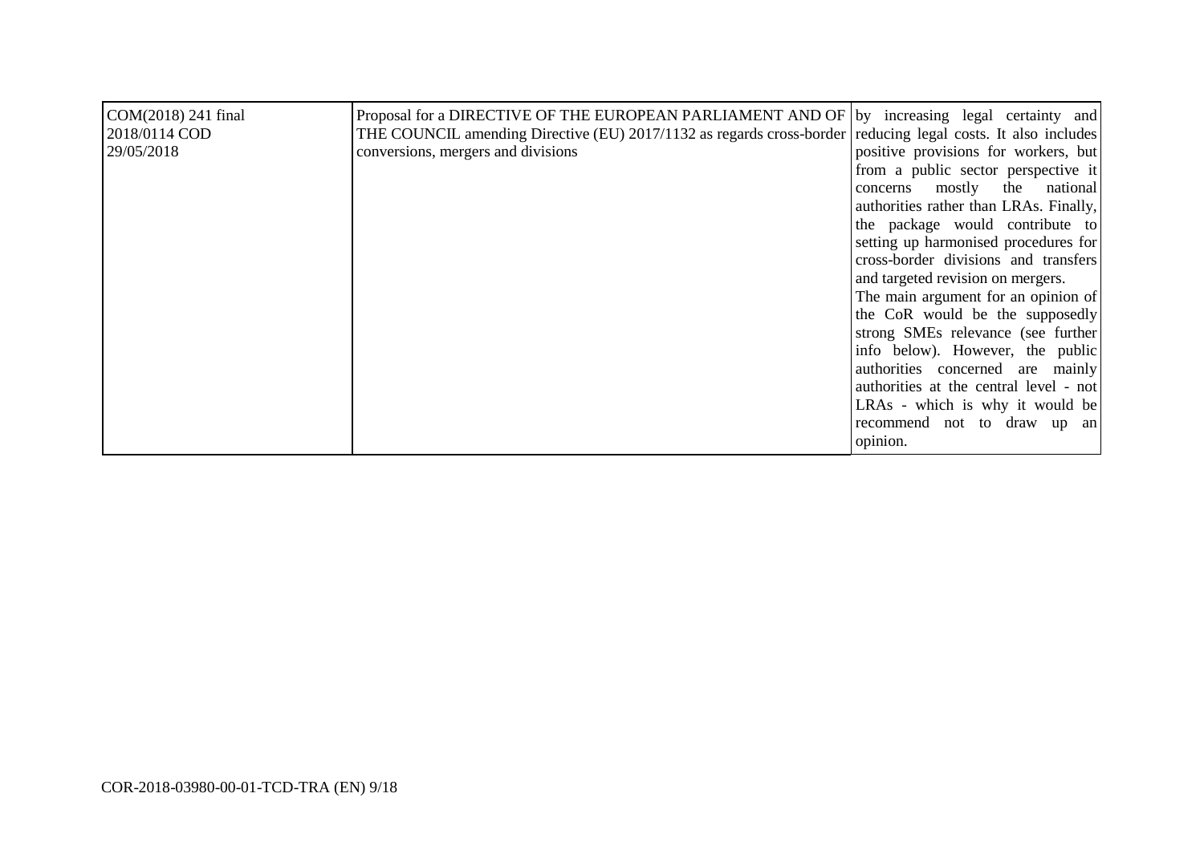| | | |
|---|---|---|
| COM(2018) 241 final<br>2018/0114 COD<br>29/05/2018 | Proposal for a DIRECTIVE OF THE EUROPEAN PARLIAMENT AND OF THE COUNCIL amending Directive (EU) 2017/1132 as regards cross-border conversions, mergers and divisions | by increasing legal certainty and reducing legal costs. It also includes positive provisions for workers, but from a public sector perspective it concerns mostly the national authorities rather than LRAs. Finally, the package would contribute to setting up harmonised procedures for cross-border divisions and transfers and targeted revision on mergers.<br>The main argument for an opinion of the CoR would be the supposedly strong SMEs relevance (see further info below). However, the public authorities concerned are mainly authorities at the central level - not LRAs - which is why it would be recommend not to draw up an opinion. |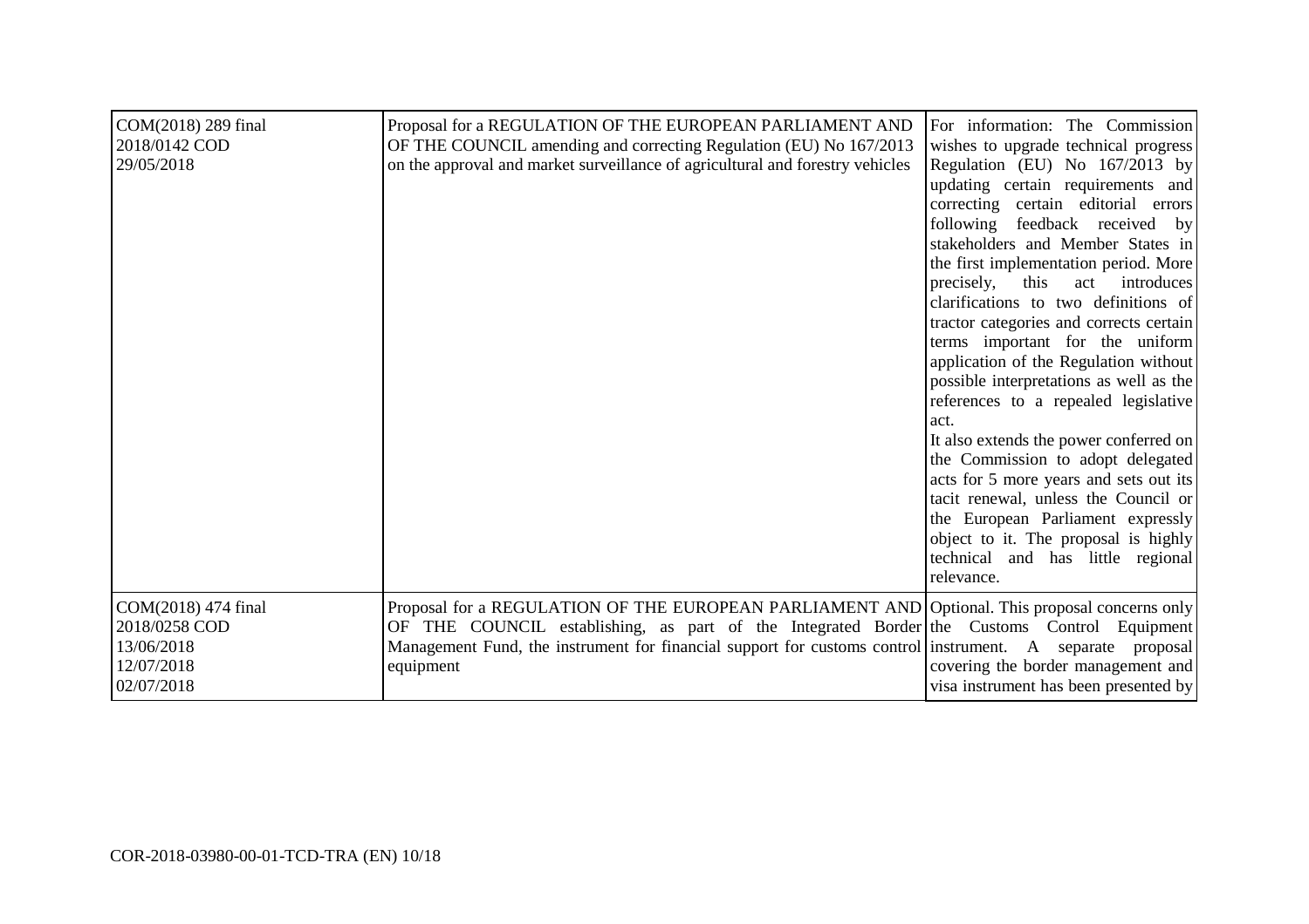| | | |
|---|---|---|
| COM(2018) 289 final<br>2018/0142 COD<br>29/05/2018 | Proposal for a REGULATION OF THE EUROPEAN PARLIAMENT AND OF THE COUNCIL amending and correcting Regulation (EU) No 167/2013 on the approval and market surveillance of agricultural and forestry vehicles | For information: The Commission wishes to upgrade technical progress Regulation (EU) No 167/2013 by updating certain requirements and correcting certain editorial errors following feedback received by stakeholders and Member States in the first implementation period. More precisely, this act introduces clarifications to two definitions of tractor categories and corrects certain terms important for the uniform application of the Regulation without possible interpretations as well as the references to a repealed legislative act.<br>It also extends the power conferred on the Commission to adopt delegated acts for 5 more years and sets out its tacit renewal, unless the Council or the European Parliament expressly object to it. The proposal is highly technical and has little regional relevance. |
| COM(2018) 474 final<br>2018/0258 COD<br>13/06/2018<br>12/07/2018<br>02/07/2018 | Proposal for a REGULATION OF THE EUROPEAN PARLIAMENT AND OF THE COUNCIL establishing, as part of the Integrated Border Management Fund, the instrument for financial support for customs control equipment | Optional. This proposal concerns only the Customs Control Equipment instrument. A separate proposal covering the border management and visa instrument has been presented by |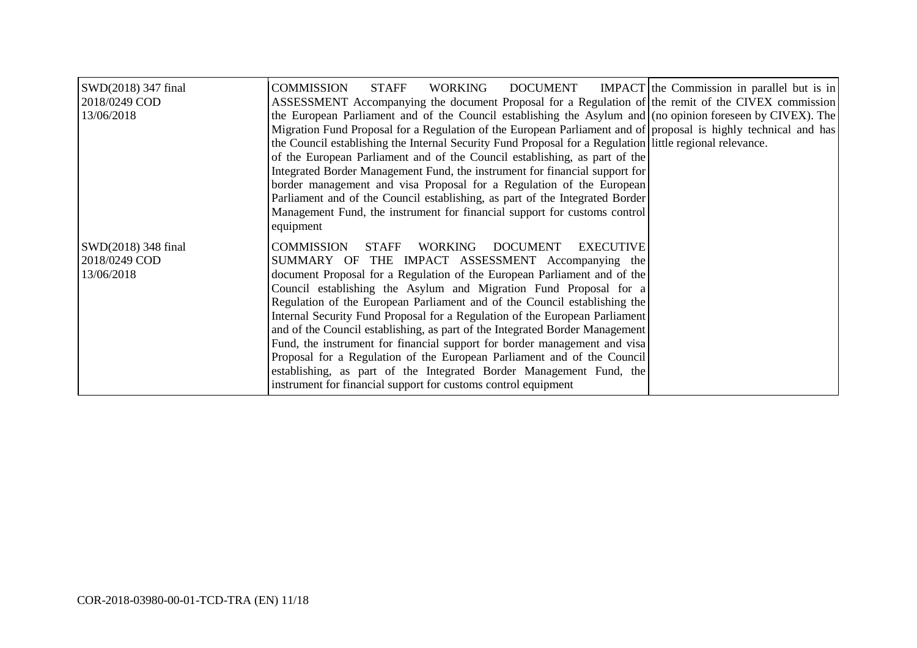| | | |
|---|---|---|
| SWD(2018) 347 final<br>2018/0249 COD<br>13/06/2018 | COMMISSION STAFF WORKING DOCUMENT IMPACT ASSESSMENT Accompanying the document Proposal for a Regulation of the European Parliament and of the Council establishing the Asylum and Migration Fund Proposal for a Regulation of the European Parliament and of the Council establishing the Internal Security Fund Proposal for a Regulation of the European Parliament and of the Council establishing, as part of the Integrated Border Management Fund, the instrument for financial support for border management and visa Proposal for a Regulation of the European Parliament and of the Council establishing, as part of the Integrated Border Management Fund, the instrument for financial support for customs control equipment | the Commission in parallel but is in the remit of the CIVEX commission (no opinion foreseen by CIVEX). The proposal is highly technical and has little regional relevance. |
| SWD(2018) 348 final<br>2018/0249 COD<br>13/06/2018 | COMMISSION STAFF WORKING DOCUMENT EXECUTIVE SUMMARY OF THE IMPACT ASSESSMENT Accompanying the document Proposal for a Regulation of the European Parliament and of the Council establishing the Asylum and Migration Fund Proposal for a Regulation of the European Parliament and of the Council establishing the Internal Security Fund Proposal for a Regulation of the European Parliament and of the Council establishing, as part of the Integrated Border Management Fund, the instrument for financial support for border management and visa Proposal for a Regulation of the European Parliament and of the Council establishing, as part of the Integrated Border Management Fund, the instrument for financial support for customs control equipment | |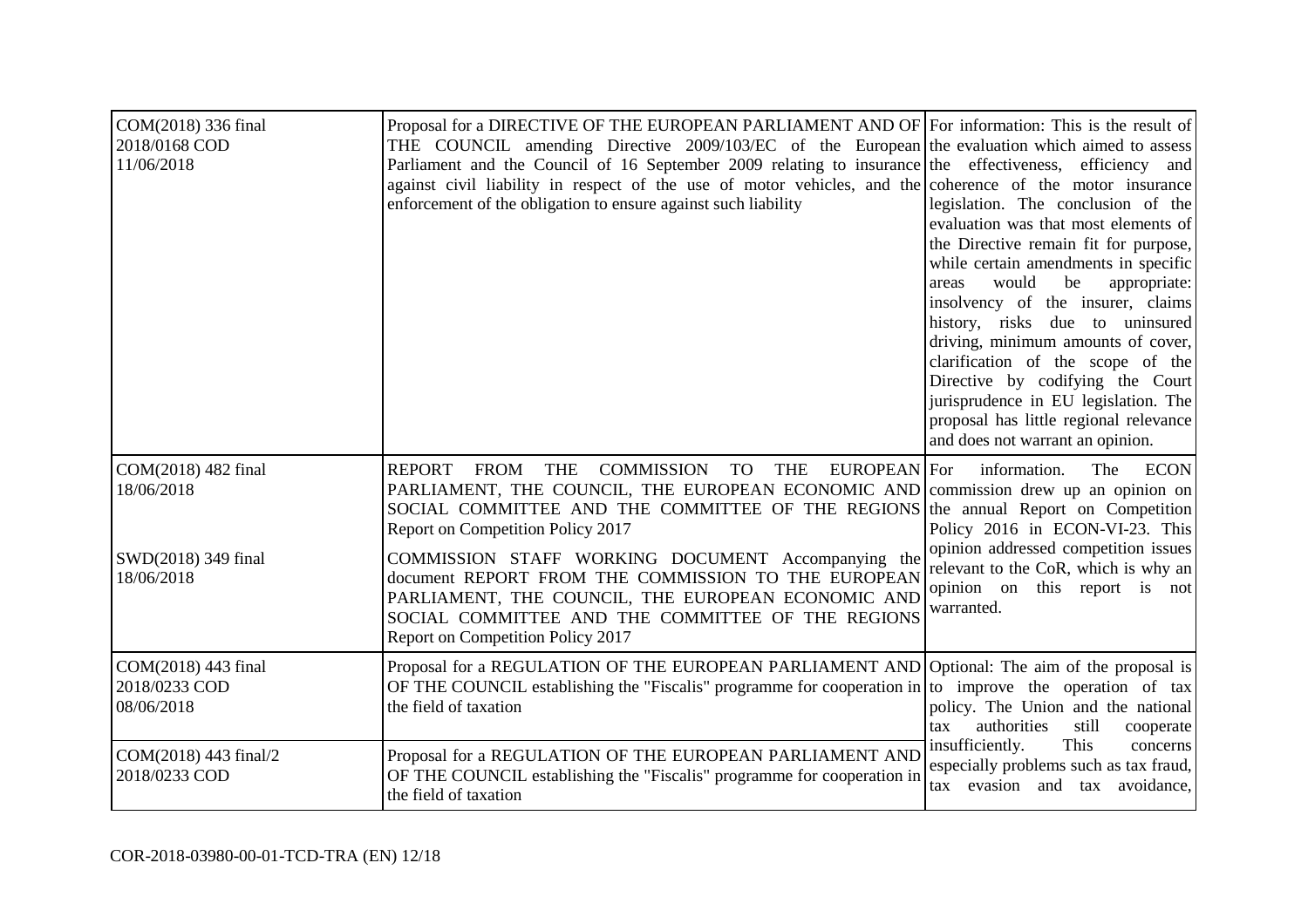| | | |
|---|---|---|
| COM(2018) 336 final<br>2018/0168 COD<br>11/06/2018 | Proposal for a DIRECTIVE OF THE EUROPEAN PARLIAMENT AND OF THE COUNCIL amending Directive 2009/103/EC of the European Parliament and the Council of 16 September 2009 relating to insurance against civil liability in respect of the use of motor vehicles, and the enforcement of the obligation to ensure against such liability | For information: This is the result of the evaluation which aimed to assess the effectiveness, efficiency and coherence of the motor insurance legislation. The conclusion of the evaluation was that most elements of the Directive remain fit for purpose, while certain amendments in specific areas would be appropriate: insolvency of the insurer, claims history, risks due to uninsured driving, minimum amounts of cover, clarification of the scope of the Directive by codifying the Court jurisprudence in EU legislation. The proposal has little regional relevance and does not warrant an opinion. |
| COM(2018) 482 final<br>18/06/2018 | REPORT FROM THE COMMISSION TO THE EUROPEAN PARLIAMENT, THE COUNCIL, THE EUROPEAN ECONOMIC AND SOCIAL COMMITTEE AND THE COMMITTEE OF THE REGIONS Report on Competition Policy 2017 | For information. The ECON commission drew up an opinion on the annual Report on Competition Policy 2016 in ECON-VI-23. This opinion addressed competition issues relevant to the CoR, which is why an opinion on this report is not warranted. |
| SWD(2018) 349 final<br>18/06/2018 | COMMISSION STAFF WORKING DOCUMENT Accompanying the document REPORT FROM THE COMMISSION TO THE EUROPEAN PARLIAMENT, THE COUNCIL, THE EUROPEAN ECONOMIC AND SOCIAL COMMITTEE AND THE COMMITTEE OF THE REGIONS Report on Competition Policy 2017 | |
| COM(2018) 443 final<br>2018/0233 COD<br>08/06/2018 | Proposal for a REGULATION OF THE EUROPEAN PARLIAMENT AND OF THE COUNCIL establishing the "Fiscalis" programme for cooperation in the field of taxation | Optional: The aim of the proposal is to improve the operation of tax policy. The Union and the national tax authorities still cooperate insufficiently. This concerns especially problems such as tax fraud, tax evasion and tax avoidance, |
| COM(2018) 443 final/2<br>2018/0233 COD | Proposal for a REGULATION OF THE EUROPEAN PARLIAMENT AND OF THE COUNCIL establishing the "Fiscalis" programme for cooperation in the field of taxation | |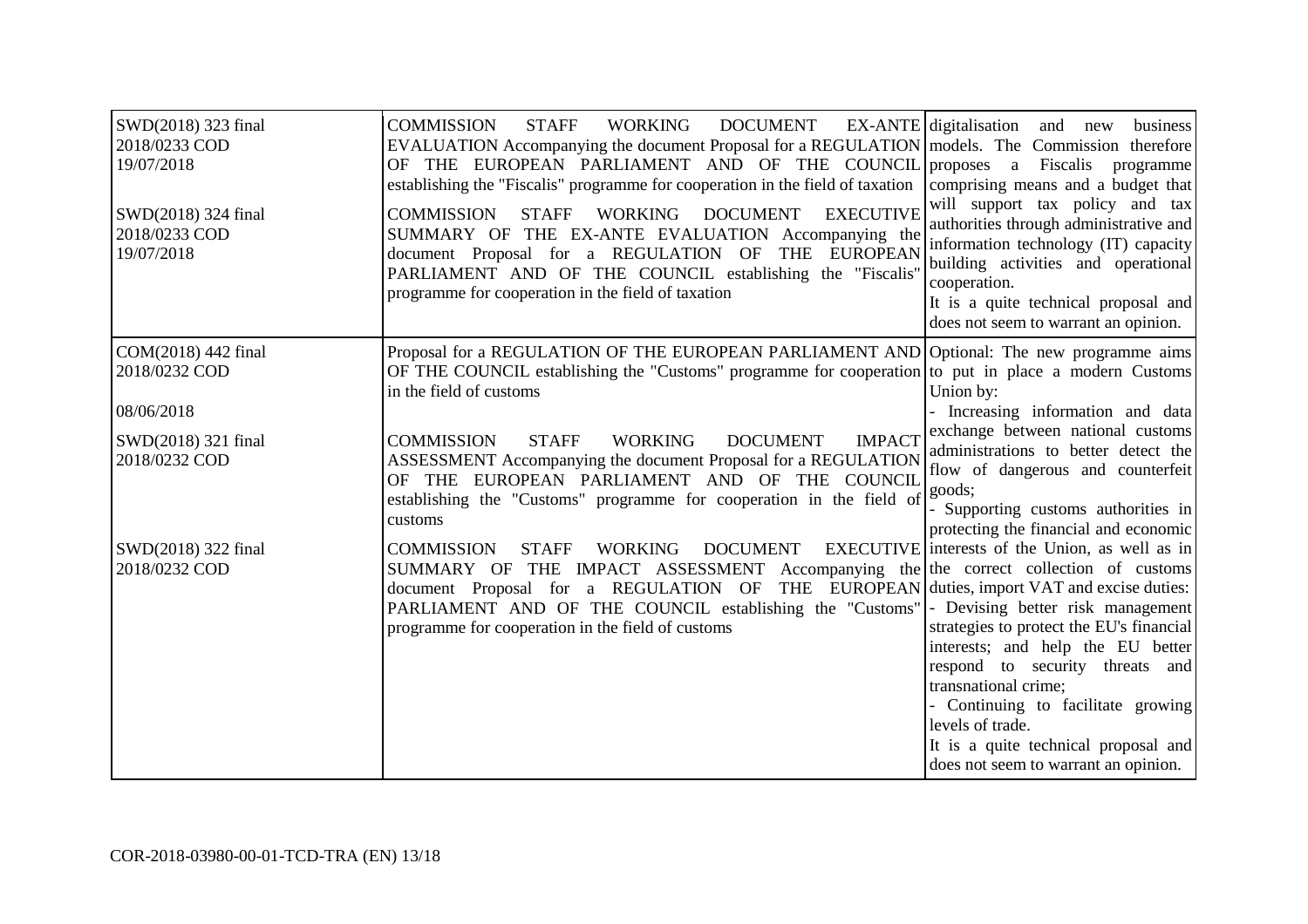| | | |
|---|---|---|
| SWD(2018) 323 final<br>2018/0233 COD<br>19/07/2018<br><br>SWD(2018) 324 final<br>2018/0233 COD<br>19/07/2018 | COMMISSION STAFF WORKING DOCUMENT EX-ANTE EVALUATION Accompanying the document Proposal for a REGULATION OF THE EUROPEAN PARLIAMENT AND OF THE COUNCIL establishing the "Fiscalis" programme for cooperation in the field of taxation<br><br>COMMISSION STAFF WORKING DOCUMENT EXECUTIVE SUMMARY OF THE EX-ANTE EVALUATION Accompanying the document Proposal for a REGULATION OF THE EUROPEAN PARLIAMENT AND OF THE COUNCIL establishing the "Fiscalis" programme for cooperation in the field of taxation | digitalisation and new business models. The Commission therefore proposes a Fiscalis programme comprising means and a budget that will support tax policy and tax authorities through administrative and information technology (IT) capacity building activities and operational cooperation.<br>It is a quite technical proposal and does not seem to warrant an opinion. |
| COM(2018) 442 final<br>2018/0232 COD<br><br>08/06/2018<br><br>SWD(2018) 321 final<br>2018/0232 COD<br><br>SWD(2018) 322 final<br>2018/0232 COD | Proposal for a REGULATION OF THE EUROPEAN PARLIAMENT AND OF THE COUNCIL establishing the "Customs" programme for cooperation in the field of customs<br><br>COMMISSION STAFF WORKING DOCUMENT IMPACT ASSESSMENT Accompanying the document Proposal for a REGULATION OF THE EUROPEAN PARLIAMENT AND OF THE COUNCIL establishing the "Customs" programme for cooperation in the field of customs<br><br>COMMISSION STAFF WORKING DOCUMENT EXECUTIVE SUMMARY OF THE IMPACT ASSESSMENT Accompanying the document Proposal for a REGULATION OF THE EUROPEAN PARLIAMENT AND OF THE COUNCIL establishing the "Customs" programme for cooperation in the field of customs | Optional: The new programme aims to put in place a modern Customs Union by:<br>- Increasing information and data exchange between national customs administrations to better detect the flow of dangerous and counterfeit goods;<br>- Supporting customs authorities in protecting the financial and economic interests of the Union, as well as in the correct collection of customs duties, import VAT and excise duties:<br>- Devising better risk management strategies to protect the EU's financial interests; and help the EU better respond to security threats and transnational crime;<br>- Continuing to facilitate growing levels of trade.<br>It is a quite technical proposal and does not seem to warrant an opinion. |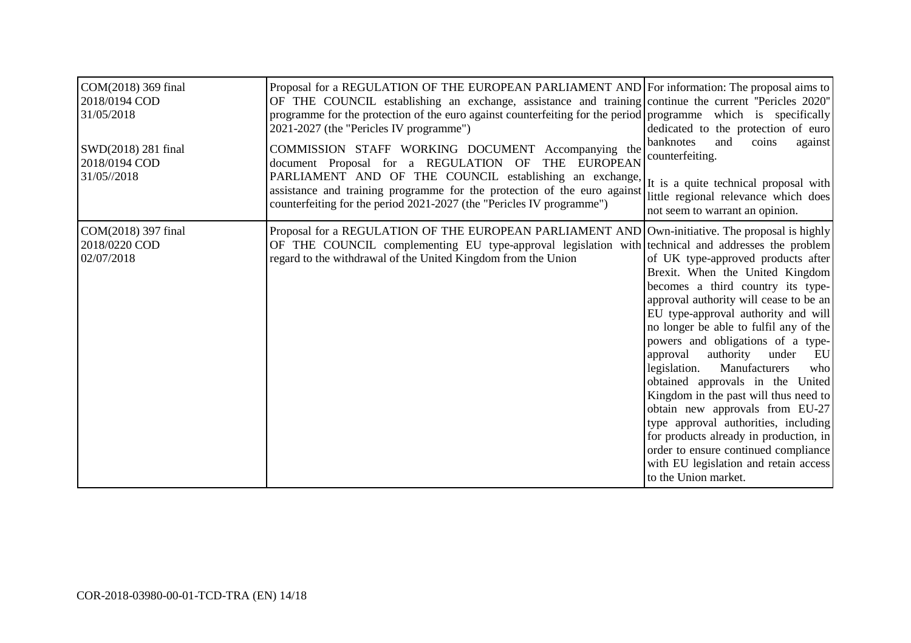| | | |
|---|---|---|
| COM(2018) 369 final<br>2018/0194 COD<br>31/05/2018<br><br>SWD(2018) 281 final<br>2018/0194 COD<br>31/05//2018 | Proposal for a REGULATION OF THE EUROPEAN PARLIAMENT AND OF THE COUNCIL establishing an exchange, assistance and training programme for the protection of the euro against counterfeiting for the period 2021-2027 (the "Pericles IV programme")<br><br>COMMISSION STAFF WORKING DOCUMENT Accompanying the document Proposal for a REGULATION OF THE EUROPEAN PARLIAMENT AND OF THE COUNCIL establishing an exchange, assistance and training programme for the protection of the euro against counterfeiting for the period 2021-2027 (the "Pericles IV programme") | For information: The proposal aims to continue the current "Pericles 2020" programme which is specifically dedicated to the protection of euro banknotes and coins against counterfeiting.<br><br>It is a quite technical proposal with little regional relevance which does not seem to warrant an opinion. |
| COM(2018) 397 final<br>2018/0220 COD<br>02/07/2018 | Proposal for a REGULATION OF THE EUROPEAN PARLIAMENT AND OF THE COUNCIL complementing EU type-approval legislation with regard to the withdrawal of the United Kingdom from the Union | Own-initiative. The proposal is highly technical and addresses the problem of UK type-approved products after Brexit. When the United Kingdom becomes a third country its type-approval authority will cease to be an EU type-approval authority and will no longer be able to fulfil any of the powers and obligations of a type-approval authority under EU legislation. Manufacturers who obtained approvals in the United Kingdom in the past will thus need to obtain new approvals from EU-27 type approval authorities, including for products already in production, in order to ensure continued compliance with EU legislation and retain access to the Union market. |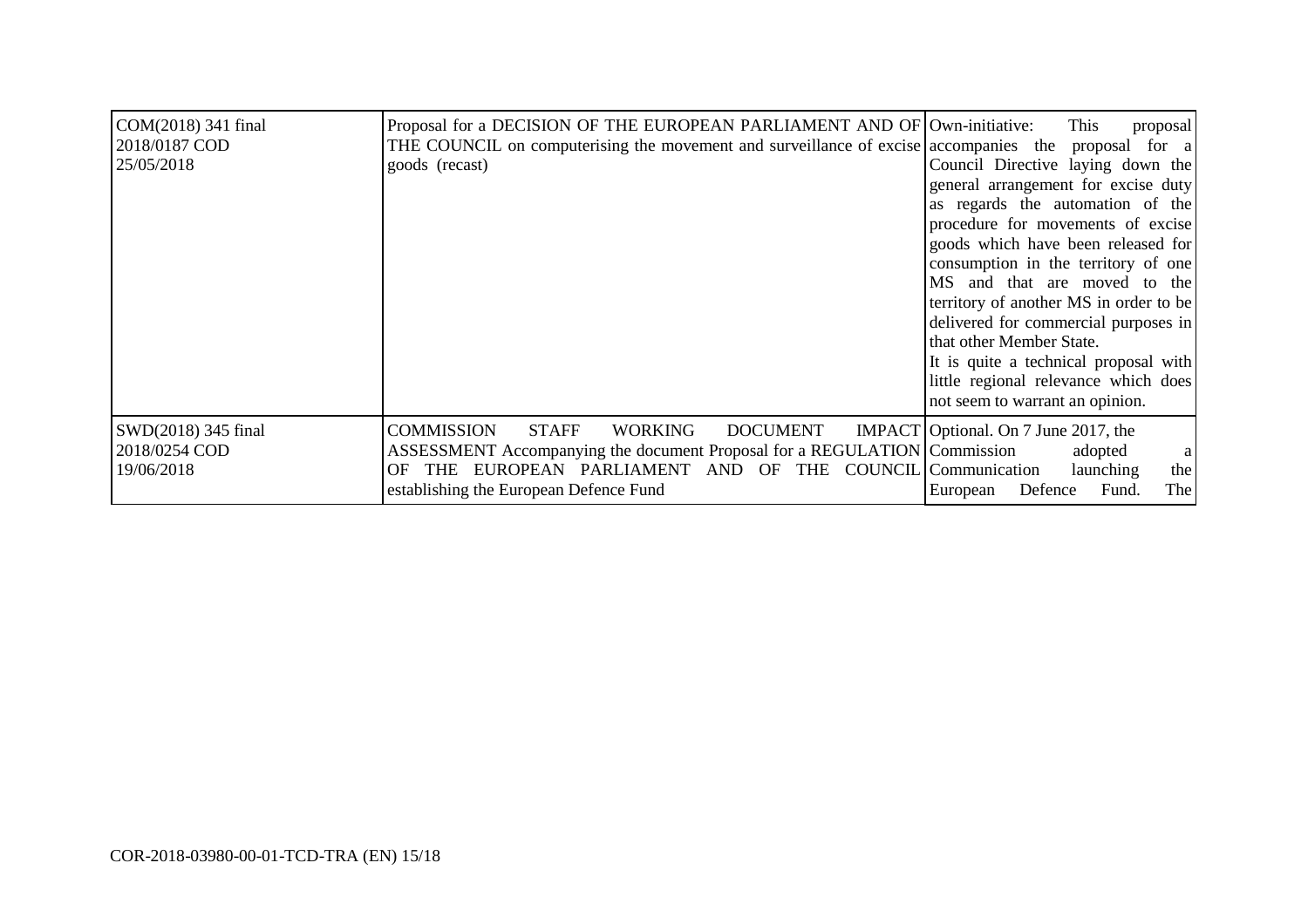| | | |
|---|---|---|
| COM(2018) 341 final<br>2018/0187 COD<br>25/05/2018 | Proposal for a DECISION OF THE EUROPEAN PARLIAMENT AND OF THE COUNCIL on computerising the movement and surveillance of excise goods (recast) | Own-initiative: This proposal accompanies the proposal for a Council Directive laying down the general arrangement for excise duty as regards the automation of the procedure for movements of excise goods which have been released for consumption in the territory of one MS and that are moved to the territory of another MS in order to be delivered for commercial purposes in that other Member State.<br>It is quite a technical proposal with little regional relevance which does not seem to warrant an opinion. |
| SWD(2018) 345 final<br>2018/0254 COD<br>19/06/2018 | COMMISSION STAFF WORKING DOCUMENT IMPACT ASSESSMENT Accompanying the document Proposal for a REGULATION OF THE EUROPEAN PARLIAMENT AND OF THE COUNCIL establishing the European Defence Fund | Optional. On 7 June 2017, the Commission adopted a Communication launching the European Defence Fund. The |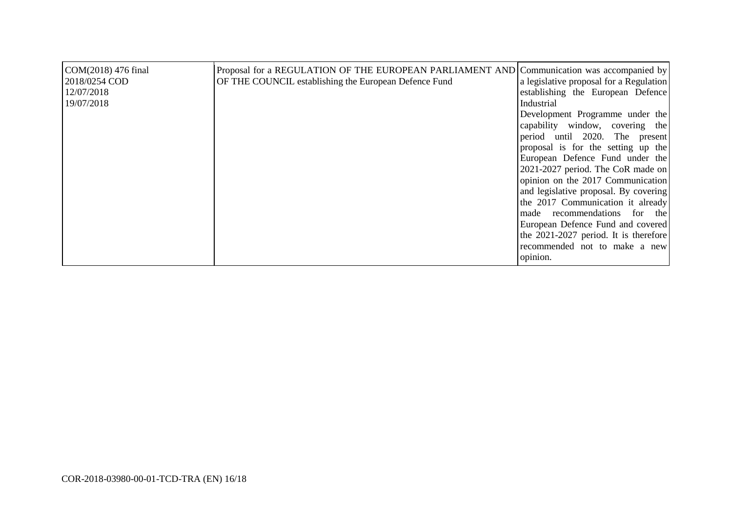| | | |
|---|---|---|
| COM(2018) 476 final<br>2018/0254 COD<br>12/07/2018<br>19/07/2018 | Proposal for a REGULATION OF THE EUROPEAN PARLIAMENT AND OF THE COUNCIL establishing the European Defence Fund | Communication was accompanied by a legislative proposal for a Regulation establishing the European Defence Industrial Development Programme under the capability window, covering the period until 2020. The present proposal is for the setting up the European Defence Fund under the 2021-2027 period. The CoR made on opinion on the 2017 Communication and legislative proposal. By covering the 2017 Communication it already made recommendations for the European Defence Fund and covered the 2021-2027 period. It is therefore recommended not to make a new opinion. |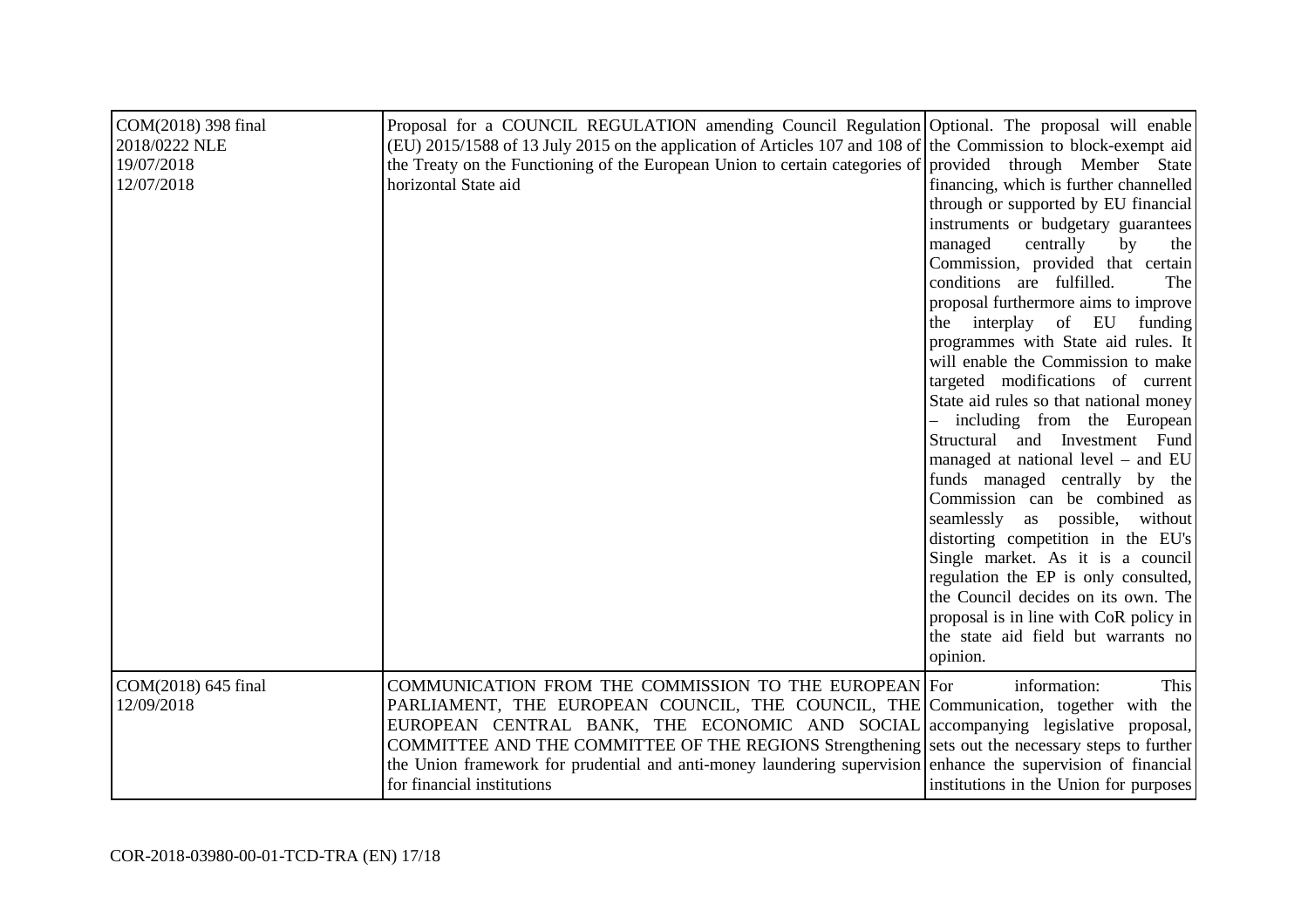| | | |
|---|---|---|
| COM(2018) 398 final<br>2018/0222 NLE<br>19/07/2018<br>12/07/2018 | Proposal for a COUNCIL REGULATION amending Council Regulation (EU) 2015/1588 of 13 July 2015 on the application of Articles 107 and 108 of the Treaty on the Functioning of the European Union to certain categories of horizontal State aid | Optional. The proposal will enable the Commission to block-exempt aid provided through Member State financing, which is further channelled through or supported by EU financial instruments or budgetary guarantees managed centrally by the Commission, provided that certain conditions are fulfilled. The proposal furthermore aims to improve the interplay of EU funding programmes with State aid rules. It will enable the Commission to make targeted modifications of current State aid rules so that national money – including from the European Structural and Investment Fund managed at national level – and EU funds managed centrally by the Commission can be combined as seamlessly as possible, without distorting competition in the EU's Single market. As it is a council regulation the EP is only consulted, the Council decides on its own. The proposal is in line with CoR policy in the state aid field but warrants no opinion. |
| COM(2018) 645 final<br>12/09/2018 | COMMUNICATION FROM THE COMMISSION TO THE EUROPEAN PARLIAMENT, THE EUROPEAN COUNCIL, THE COUNCIL, THE EUROPEAN CENTRAL BANK, THE ECONOMIC AND SOCIAL COMMITTEE AND THE COMMITTEE OF THE REGIONS Strengthening the Union framework for prudential and anti-money laundering supervision for financial institutions | For information: This Communication, together with the accompanying legislative proposal, sets out the necessary steps to further enhance the supervision of financial institutions in the Union for purposes |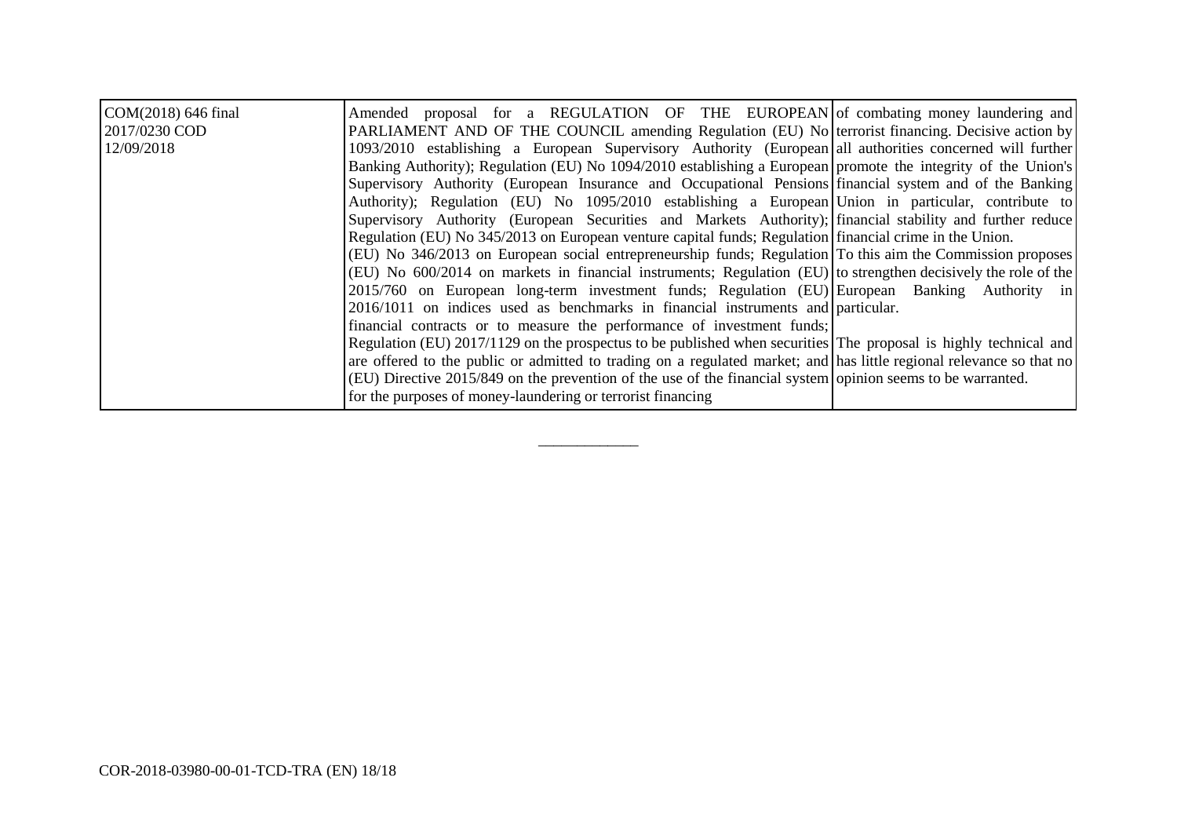| | | |
|---|---|---|
| COM(2018) 646 final<br>2017/0230 COD<br>12/09/2018 | Amended proposal for a REGULATION OF THE EUROPEAN PARLIAMENT AND OF THE COUNCIL amending Regulation (EU) No 1093/2010 establishing a European Supervisory Authority (European Banking Authority); Regulation (EU) No 1094/2010 establishing a European Supervisory Authority (European Insurance and Occupational Pensions Authority); Regulation (EU) No 1095/2010 establishing a European Supervisory Authority (European Securities and Markets Authority); Regulation (EU) No 345/2013 on European venture capital funds; Regulation (EU) No 346/2013 on European social entrepreneurship funds; Regulation (EU) No 600/2014 on markets in financial instruments; Regulation (EU) 2015/760 on European long-term investment funds; Regulation (EU) 2016/1011 on indices used as benchmarks in financial instruments and financial contracts or to measure the performance of investment funds; Regulation (EU) 2017/1129 on the prospectus to be published when securities are offered to the public or admitted to trading on a regulated market; and (EU) Directive 2015/849 on the prevention of the use of the financial system for the purposes of money-laundering or terrorist financing | of combating money laundering and terrorist financing. Decisive action by all authorities concerned will further promote the integrity of the Union's financial system and of the Banking Union in particular, contribute to financial stability and further reduce financial crime in the Union.<br>To this aim the Commission proposes to strengthen decisively the role of the European Banking Authority in particular.<br><br>The proposal is highly technical and has little regional relevance so that no opinion seems to be warranted. |

_____________